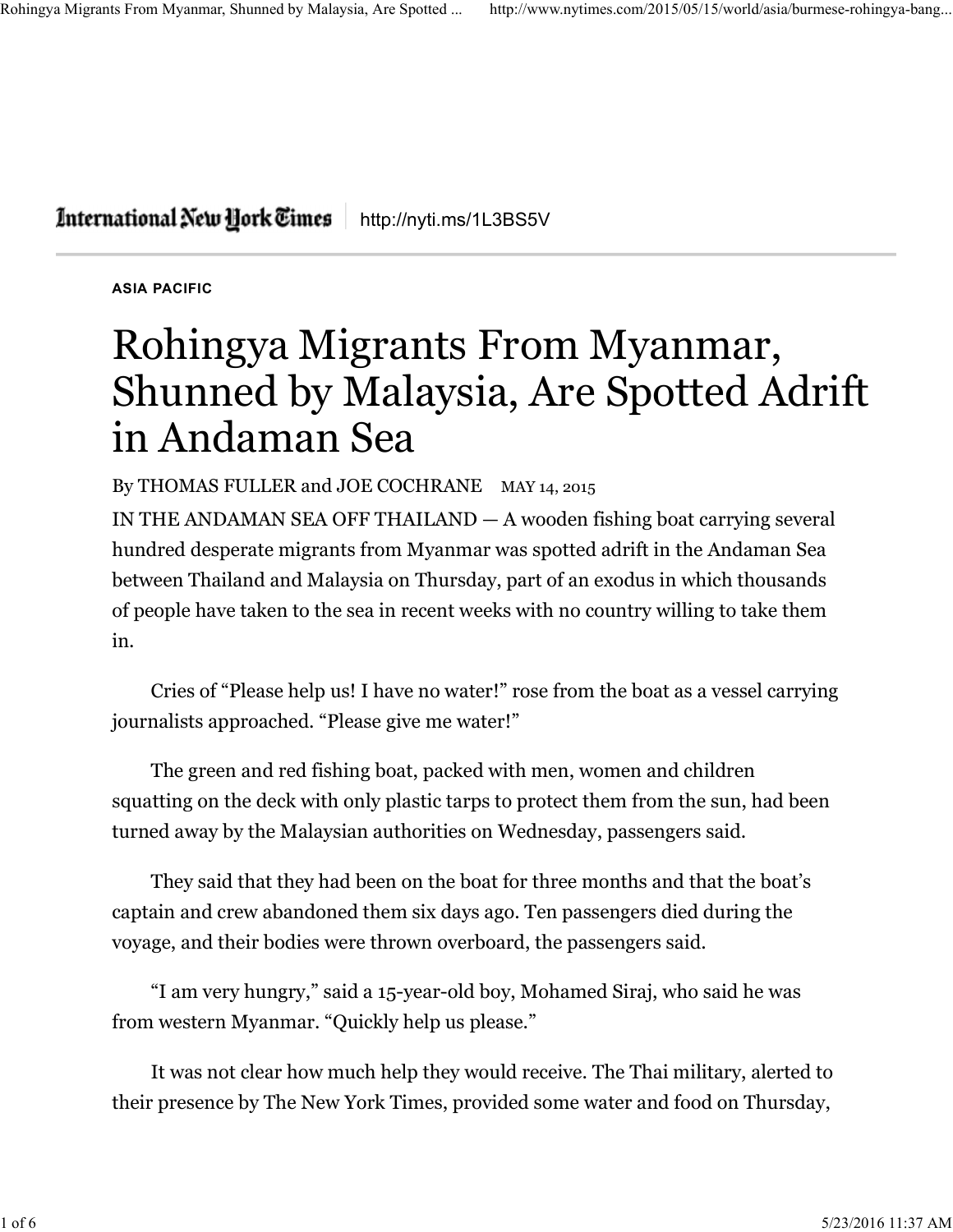International New York Times | http://nyti.ms/1L3BS5V

ASIA PACIFIC

# Rohingya Migrants From Myanmar, Shunned by Malaysia, Are Spotted Adrift in Andaman Sea

By THOMAS FULLER and JOE COCHRANE MAY 14, 2015

IN THE ANDAMAN SEA OFF THAILAND — A wooden fishing boat carrying several hundred desperate migrants from Myanmar was spotted adrift in the Andaman Sea between Thailand and Malaysia on Thursday, part of an exodus in which thousands of people have taken to the sea in recent weeks with no country willing to take them in.

Cries of "Please help us! I have no water!" rose from the boat as a vessel carrying journalists approached. "Please give me water!"

The green and red fishing boat, packed with men, women and children squatting on the deck with only plastic tarps to protect them from the sun, had been turned away by the Malaysian authorities on Wednesday, passengers said.

They said that they had been on the boat for three months and that the boat's captain and crew abandoned them six days ago. Ten passengers died during the voyage, and their bodies were thrown overboard, the passengers said.

"I am very hungry," said a 15-year-old boy, Mohamed Siraj, who said he was from western Myanmar. "Quickly help us please."

It was not clear how much help they would receive. The Thai military, alerted to their presence by The New York Times, provided some water and food on Thursday,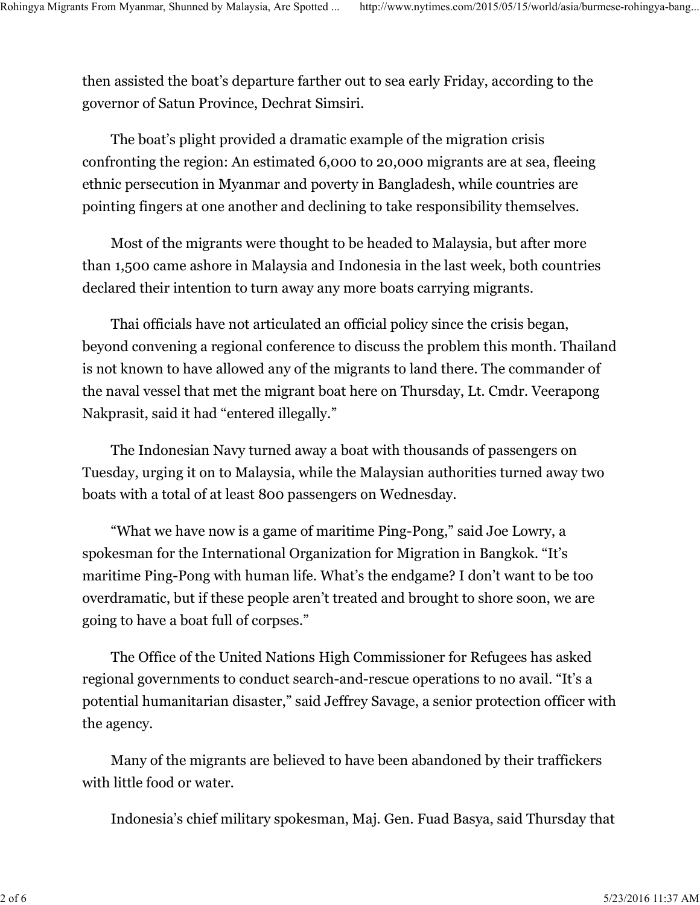then assisted the boat's departure farther out to sea early Friday, according to the governor of Satun Province, Dechrat Simsiri.

The boat's plight provided a dramatic example of the migration crisis confronting the region: An estimated 6,000 to 20,000 migrants are at sea, fleeing ethnic persecution in Myanmar and poverty in Bangladesh, while countries are pointing fingers at one another and declining to take responsibility themselves.

Most of the migrants were thought to be headed to Malaysia, but after more than 1,500 came ashore in Malaysia and Indonesia in the last week, both countries declared their intention to turn away any more boats carrying migrants.

Thai officials have not articulated an official policy since the crisis began, beyond convening a regional conference to discuss the problem this month. Thailand is not known to have allowed any of the migrants to land there. The commander of the naval vessel that met the migrant boat here on Thursday, Lt. Cmdr. Veerapong Nakprasit, said it had "entered illegally."

The Indonesian Navy turned away a boat with thousands of passengers on Tuesday, urging it on to Malaysia, while the Malaysian authorities turned away two boats with a total of at least 800 passengers on Wednesday.

"What we have now is a game of maritime Ping-Pong," said Joe Lowry, a spokesman for the International Organization for Migration in Bangkok. "It's maritime Ping-Pong with human life. What's the endgame? I don't want to be too overdramatic, but if these people aren't treated and brought to shore soon, we are going to have a boat full of corpses."

The Office of the United Nations High Commissioner for Refugees has asked regional governments to conduct search-and-rescue operations to no avail. "It's a potential humanitarian disaster," said Jeffrey Savage, a senior protection officer with the agency.

Many of the migrants are believed to have been abandoned by their traffickers with little food or water.

Indonesia's chief military spokesman, Maj. Gen. Fuad Basya, said Thursday that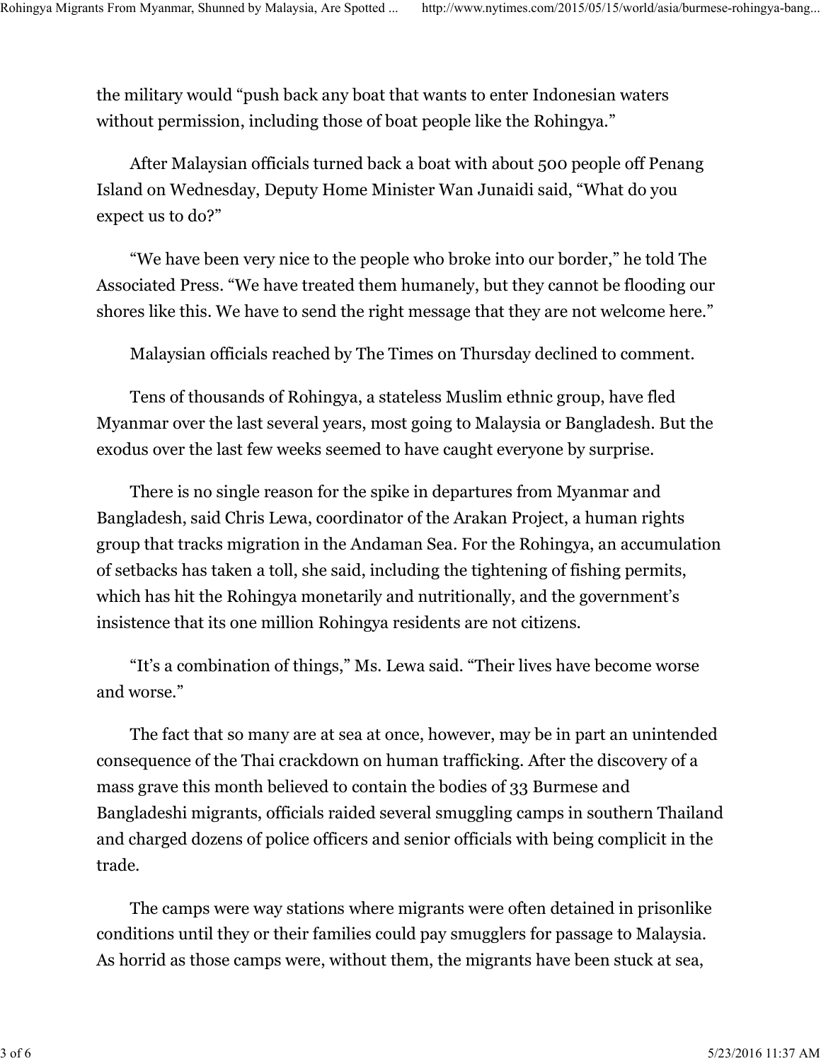the military would "push back any boat that wants to enter Indonesian waters without permission, including those of boat people like the Rohingya."

After Malaysian officials turned back a boat with about 500 people off Penang Island on Wednesday, Deputy Home Minister Wan Junaidi said, "What do you expect us to do?"

"We have been very nice to the people who broke into our border," he told The Associated Press. "We have treated them humanely, but they cannot be flooding our shores like this. We have to send the right message that they are not welcome here."

Malaysian officials reached by The Times on Thursday declined to comment.

Tens of thousands of Rohingya, a stateless Muslim ethnic group, have fled Myanmar over the last several years, most going to Malaysia or Bangladesh. But the exodus over the last few weeks seemed to have caught everyone by surprise.

There is no single reason for the spike in departures from Myanmar and Bangladesh, said Chris Lewa, coordinator of the Arakan Project, a human rights group that tracks migration in the Andaman Sea. For the Rohingya, an accumulation of setbacks has taken a toll, she said, including the tightening of fishing permits, which has hit the Rohingya monetarily and nutritionally, and the government's insistence that its one million Rohingya residents are not citizens.

"It's a combination of things," Ms. Lewa said. "Their lives have become worse and worse."

The fact that so many are at sea at once, however, may be in part an unintended consequence of the Thai crackdown on human trafficking. After the discovery of a mass grave this month believed to contain the bodies of 33 Burmese and Bangladeshi migrants, officials raided several smuggling camps in southern Thailand and charged dozens of police officers and senior officials with being complicit in the trade.

The camps were way stations where migrants were often detained in prisonlike conditions until they or their families could pay smugglers for passage to Malaysia. As horrid as those camps were, without them, the migrants have been stuck at sea,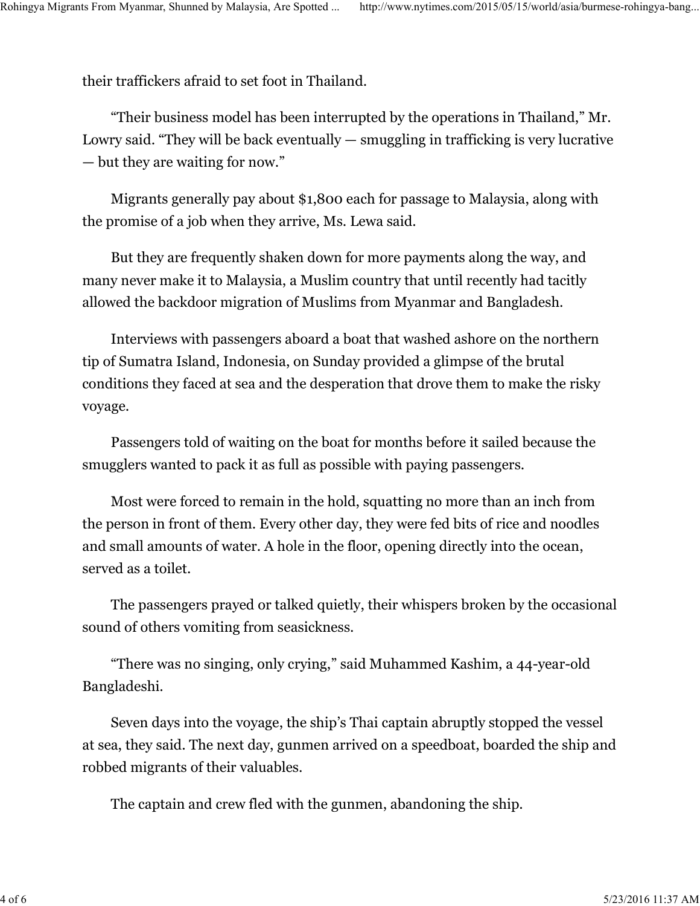their traffickers afraid to set foot in Thailand.

"Their business model has been interrupted by the operations in Thailand," Mr. Lowry said. "They will be back eventually — smuggling in trafficking is very lucrative — but they are waiting for now."

Migrants generally pay about $1,800 each for passage to Malaysia, along with the promise of a job when they arrive, Ms. Lewa said.

But they are frequently shaken down for more payments along the way, and many never make it to Malaysia, a Muslim country that until recently had tacitly allowed the backdoor migration of Muslims from Myanmar and Bangladesh.

Interviews with passengers aboard a boat that washed ashore on the northern tip of Sumatra Island, Indonesia, on Sunday provided a glimpse of the brutal conditions they faced at sea and the desperation that drove them to make the risky voyage.

Passengers told of waiting on the boat for months before it sailed because the smugglers wanted to pack it as full as possible with paying passengers.

Most were forced to remain in the hold, squatting no more than an inch from the person in front of them. Every other day, they were fed bits of rice and noodles and small amounts of water. A hole in the floor, opening directly into the ocean, served as a toilet.

The passengers prayed or talked quietly, their whispers broken by the occasional sound of others vomiting from seasickness.

"There was no singing, only crying," said Muhammed Kashim, a 44-year-old Bangladeshi.

Seven days into the voyage, the ship's Thai captain abruptly stopped the vessel at sea, they said. The next day, gunmen arrived on a speedboat, boarded the ship and robbed migrants of their valuables.

The captain and crew fled with the gunmen, abandoning the ship.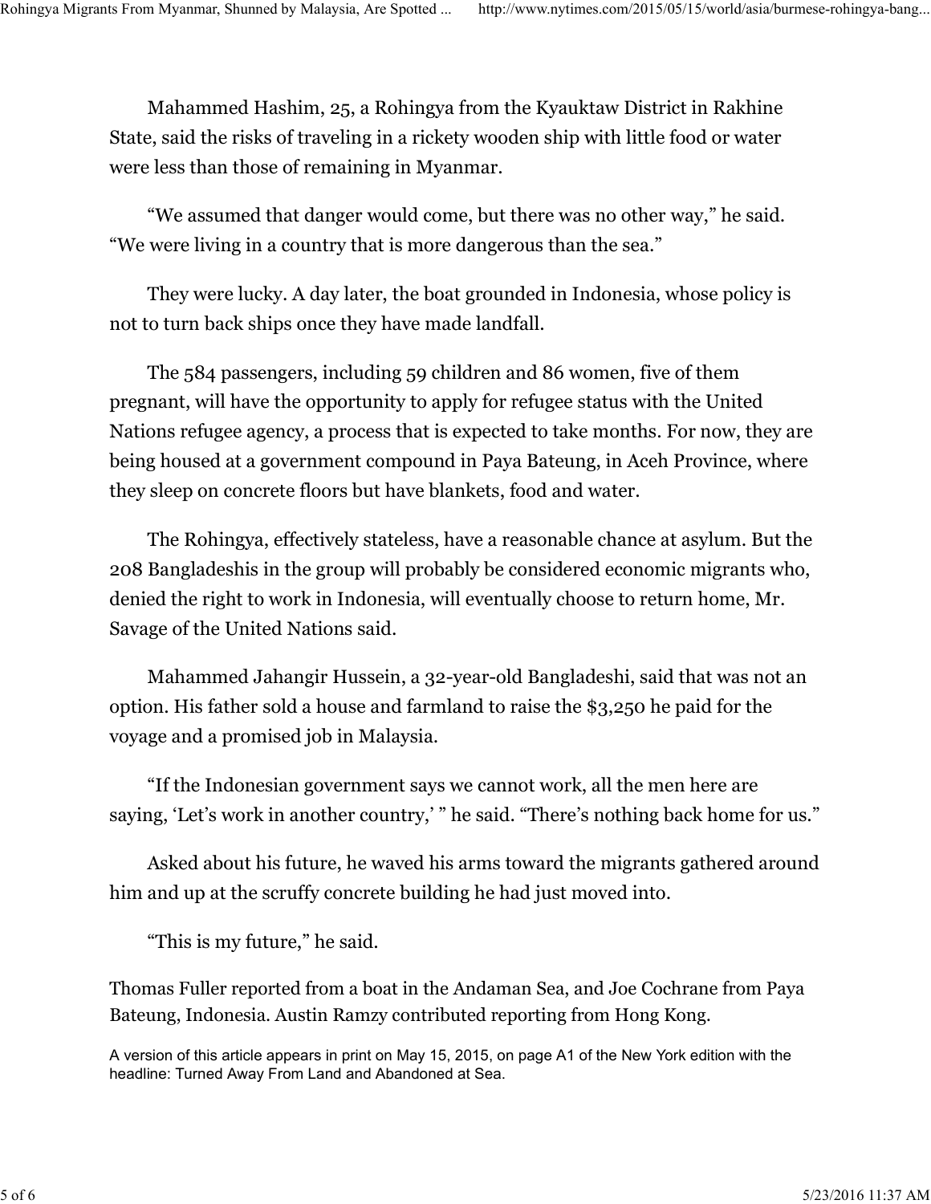Mahammed Hashim, 25, a Rohingya from the Kyauktaw District in Rakhine State, said the risks of traveling in a rickety wooden ship with little food or water were less than those of remaining in Myanmar.

“We assumed that danger would come, but there was no other way,” he said. “We were living in a country that is more dangerous than the sea.”

They were lucky. A day later, the boat grounded in Indonesia, whose policy is not to turn back ships once they have made landfall.

The 584 passengers, including 59 children and 86 women, five of them pregnant, will have the opportunity to apply for refugee status with the United Nations refugee agency, a process that is expected to take months. For now, they are being housed at a government compound in Paya Bateung, in Aceh Province, where they sleep on concrete floors but have blankets, food and water.

The Rohingya, effectively stateless, have a reasonable chance at asylum. But the 208 Bangladeshis in the group will probably be considered economic migrants who, denied the right to work in Indonesia, will eventually choose to return home, Mr. Savage of the United Nations said.

Mahammed Jahangir Hussein, a 32-year-old Bangladeshi, said that was not an option. His father sold a house and farmland to raise the $3,250 he paid for the voyage and a promised job in Malaysia.

“If the Indonesian government says we cannot work, all the men here are saying, ‘Let’s work in another country,’ ” he said. “There’s nothing back home for us.”

Asked about his future, he waved his arms toward the migrants gathered around him and up at the scruffy concrete building he had just moved into.

“This is my future,” he said.

Thomas Fuller reported from a boat in the Andaman Sea, and Joe Cochrane from Paya Bateung, Indonesia. Austin Ramzy contributed reporting from Hong Kong.

A version of this article appears in print on May 15, 2015, on page A1 of the New York edition with the headline: Turned Away From Land and Abandoned at Sea.